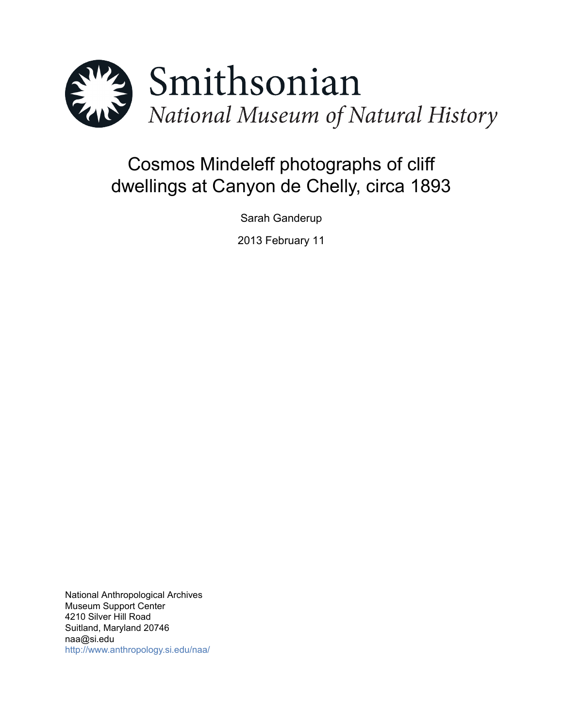Smithsonian

*National Museum of Natural History*

# Cosmos Mindeleff photographs of cliff dwellings at Canyon de Chelly, circa 1893

Sarah Ganderup

2013 February 11

National Anthropological Archives
Museum Support Center
4210 Silver Hill Road
Suitland, Maryland 20746
naa@si.edu
http://www.anthropology.si.edu/naa/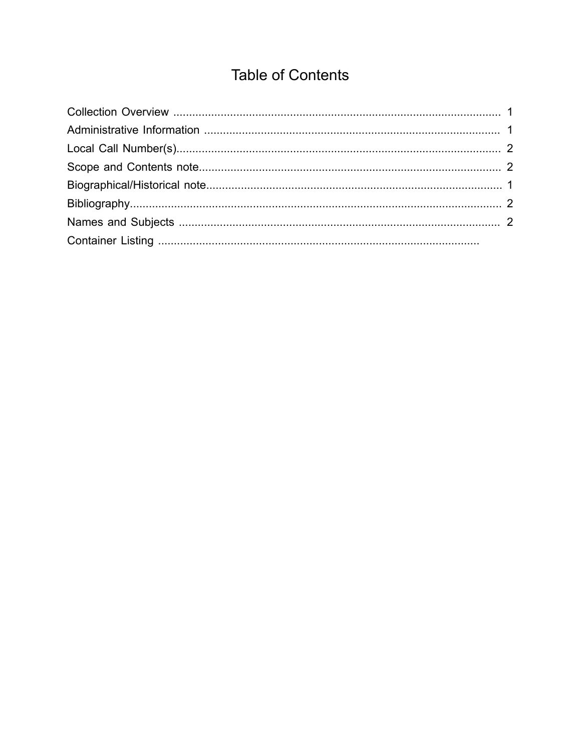# Table of Contents

Collection Overview ........................................................................................................ 1
Administrative Information .............................................................................................. 1
Local Call Number(s)....................................................................................................... 2
Scope and Contents note................................................................................................ 2
Biographical/Historical note.............................................................................................. 1
Bibliography...................................................................................................................... 2
Names and Subjects ...................................................................................................... 2
Container Listing ......................................................................................................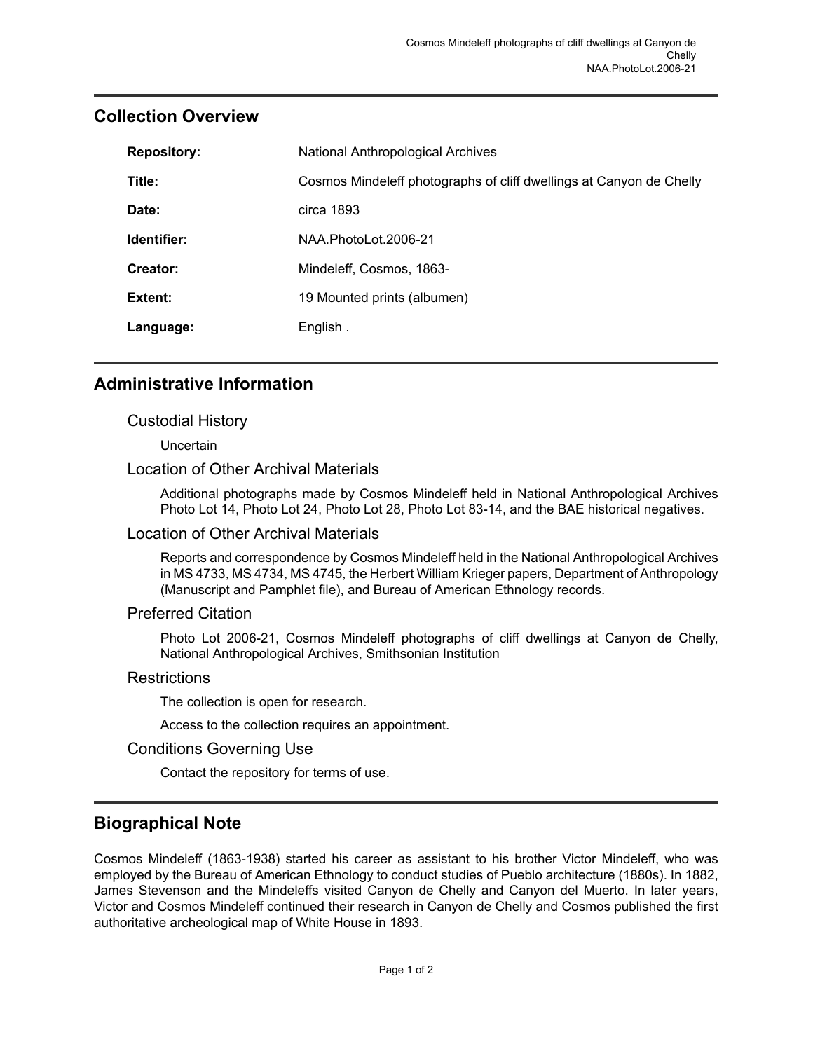## Collection Overview

| | |
|---|---|
| **Repository:** | National Anthropological Archives |
| **Title:** | Cosmos Mindeleff photographs of cliff dwellings at Canyon de Chelly |
| **Date:** | circa 1893 |
| **Identifier:** | NAA.PhotoLot.2006-21 |
| **Creator:** | Mindeleff, Cosmos, 1863- |
| **Extent:** | 19 Mounted prints (albumen) |
| **Language:** | English . |

## Administrative Information

### Custodial History

Uncertain

### Location of Other Archival Materials

Additional photographs made by Cosmos Mindeleff held in National Anthropological Archives Photo Lot 14, Photo Lot 24, Photo Lot 28, Photo Lot 83-14, and the BAE historical negatives.

### Location of Other Archival Materials

Reports and correspondence by Cosmos Mindeleff held in the National Anthropological Archives in MS 4733, MS 4734, MS 4745, the Herbert William Krieger papers, Department of Anthropology (Manuscript and Pamphlet file), and Bureau of American Ethnology records.

### Preferred Citation

Photo Lot 2006-21, Cosmos Mindeleff photographs of cliff dwellings at Canyon de Chelly, National Anthropological Archives, Smithsonian Institution

### Restrictions

The collection is open for research.

Access to the collection requires an appointment.

### Conditions Governing Use

Contact the repository for terms of use.

## Biographical Note

Cosmos Mindeleff (1863-1938) started his career as assistant to his brother Victor Mindeleff, who was employed by the Bureau of American Ethnology to conduct studies of Pueblo architecture (1880s). In 1882, James Stevenson and the Mindeleffs visited Canyon de Chelly and Canyon del Muerto. In later years, Victor and Cosmos Mindeleff continued their research in Canyon de Chelly and Cosmos published the first authoritative archeological map of White House in 1893.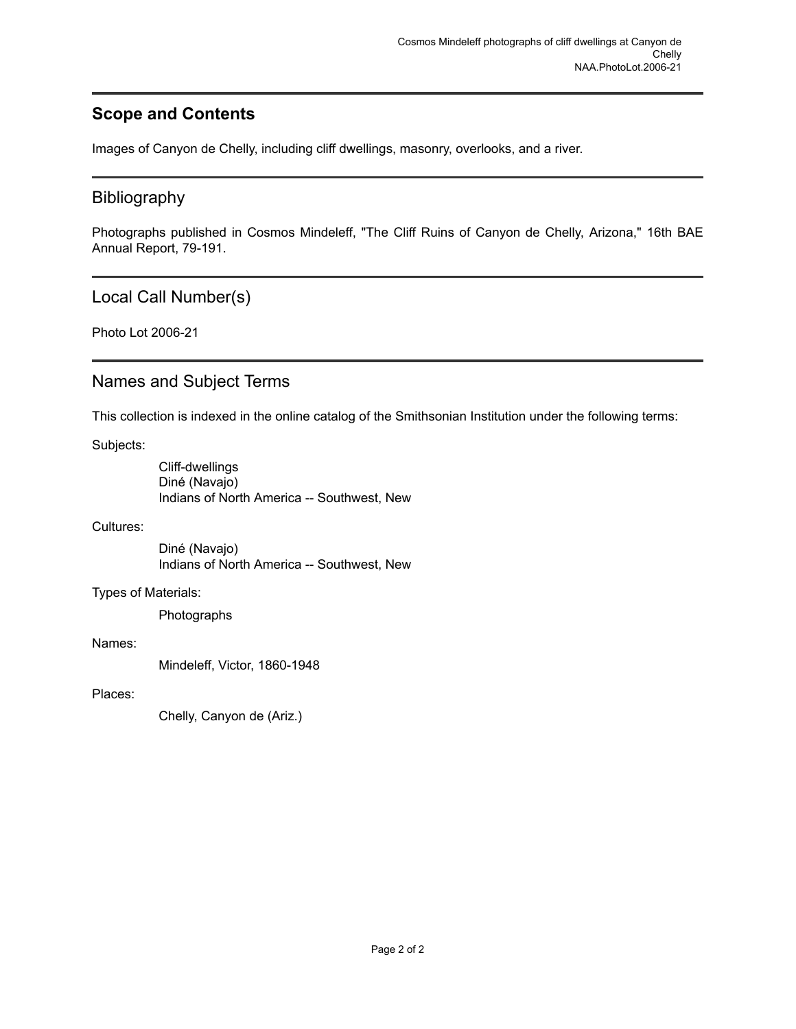## Scope and Contents

Images of Canyon de Chelly, including cliff dwellings, masonry, overlooks, and a river.

## Bibliography

Photographs published in Cosmos Mindeleff, "The Cliff Ruins of Canyon de Chelly, Arizona," 16th BAE Annual Report, 79-191.

## Local Call Number(s)

Photo Lot 2006-21

## Names and Subject Terms

This collection is indexed in the online catalog of the Smithsonian Institution under the following terms:

Subjects:

- Cliff-dwellings
- Diné (Navajo)
- Indians of North America -- Southwest, New

Cultures:

- Diné (Navajo)
- Indians of North America -- Southwest, New

Types of Materials:

- Photographs

Names:

- Mindeleff, Victor, 1860-1948

Places:

- Chelly, Canyon de (Ariz.)